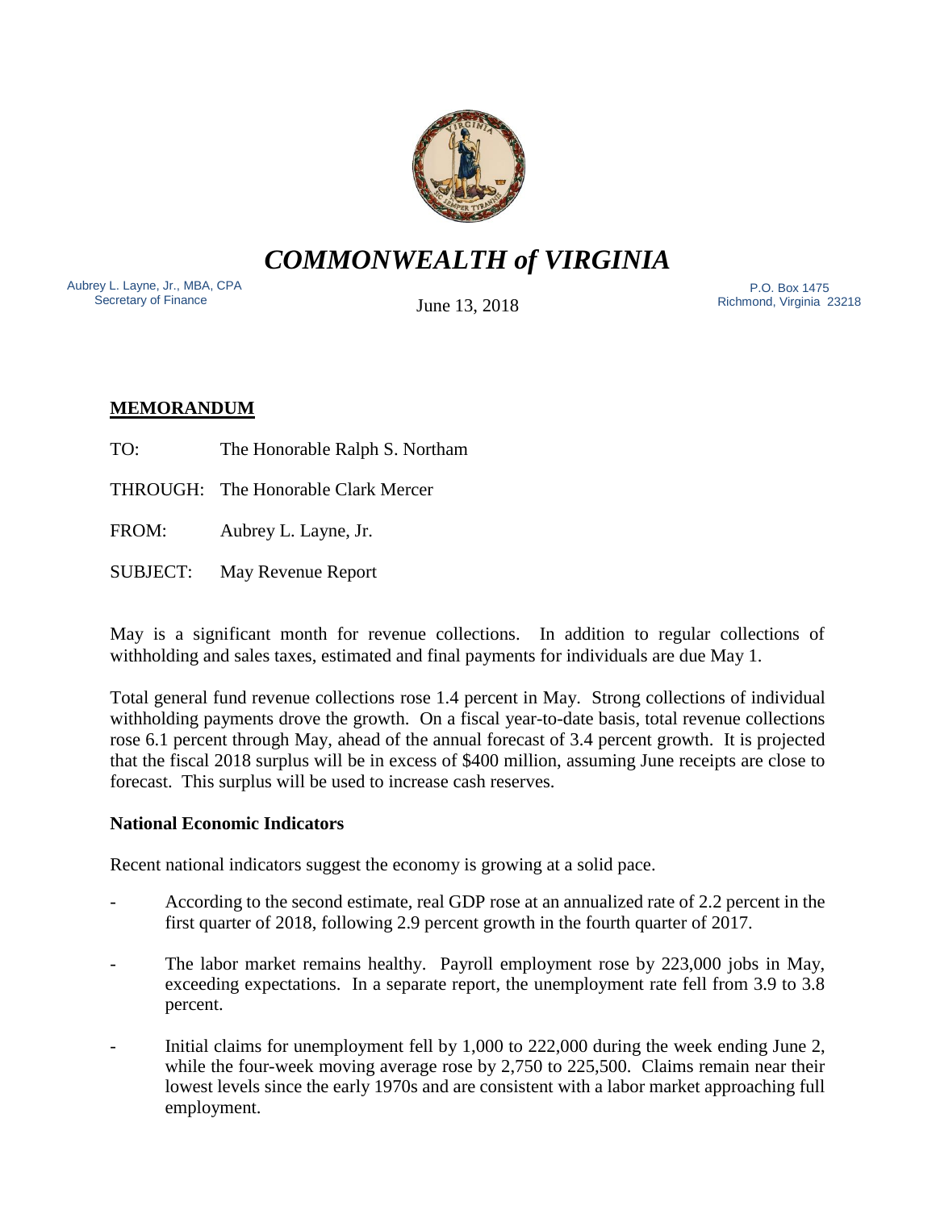# *COMMONWEALTH of VIRGINIA*

Aubrey L. Layne, Jr., MBA, CPA
Secretary of Finance

June 13, 2018

P.O. Box 1475
Richmond, Virginia 23218

## MEMORANDUM

TO: The Honorable Ralph S. Northam

THROUGH: The Honorable Clark Mercer

FROM: Aubrey L. Layne, Jr.

SUBJECT: May Revenue Report

May is a significant month for revenue collections. In addition to regular collections of withholding and sales taxes, estimated and final payments for individuals are due May 1.

Total general fund revenue collections rose 1.4 percent in May. Strong collections of individual withholding payments drove the growth. On a fiscal year-to-date basis, total revenue collections rose 6.1 percent through May, ahead of the annual forecast of 3.4 percent growth. It is projected that the fiscal 2018 surplus will be in excess of $400 million, assuming June receipts are close to forecast. This surplus will be used to increase cash reserves.

### National Economic Indicators

Recent national indicators suggest the economy is growing at a solid pace.

- According to the second estimate, real GDP rose at an annualized rate of 2.2 percent in the first quarter of 2018, following 2.9 percent growth in the fourth quarter of 2017.
- The labor market remains healthy. Payroll employment rose by 223,000 jobs in May, exceeding expectations. In a separate report, the unemployment rate fell from 3.9 to 3.8 percent.
- Initial claims for unemployment fell by 1,000 to 222,000 during the week ending June 2, while the four-week moving average rose by 2,750 to 225,500. Claims remain near their lowest levels since the early 1970s and are consistent with a labor market approaching full employment.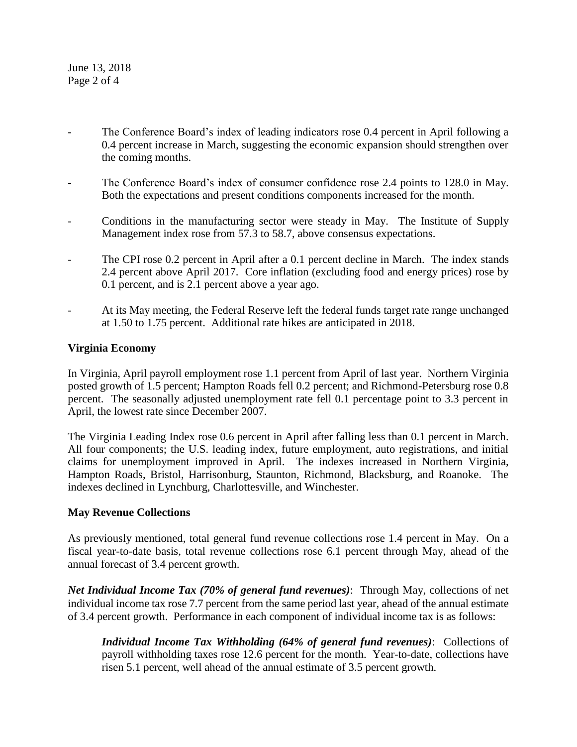- The Conference Board's index of leading indicators rose 0.4 percent in April following a 0.4 percent increase in March, suggesting the economic expansion should strengthen over the coming months.
- The Conference Board's index of consumer confidence rose 2.4 points to 128.0 in May. Both the expectations and present conditions components increased for the month.
- Conditions in the manufacturing sector were steady in May. The Institute of Supply Management index rose from 57.3 to 58.7, above consensus expectations.
- The CPI rose 0.2 percent in April after a 0.1 percent decline in March. The index stands 2.4 percent above April 2017. Core inflation (excluding food and energy prices) rose by 0.1 percent, and is 2.1 percent above a year ago.
- At its May meeting, the Federal Reserve left the federal funds target rate range unchanged at 1.50 to 1.75 percent. Additional rate hikes are anticipated in 2018.

**Virginia Economy**

In Virginia, April payroll employment rose 1.1 percent from April of last year. Northern Virginia posted growth of 1.5 percent; Hampton Roads fell 0.2 percent; and Richmond-Petersburg rose 0.8 percent. The seasonally adjusted unemployment rate fell 0.1 percentage point to 3.3 percent in April, the lowest rate since December 2007.

The Virginia Leading Index rose 0.6 percent in April after falling less than 0.1 percent in March. All four components; the U.S. leading index, future employment, auto registrations, and initial claims for unemployment improved in April. The indexes increased in Northern Virginia, Hampton Roads, Bristol, Harrisonburg, Staunton, Richmond, Blacksburg, and Roanoke. The indexes declined in Lynchburg, Charlottesville, and Winchester.

**May Revenue Collections**

As previously mentioned, total general fund revenue collections rose 1.4 percent in May. On a fiscal year-to-date basis, total revenue collections rose 6.1 percent through May, ahead of the annual forecast of 3.4 percent growth.

***Net Individual Income Tax (70% of general fund revenues)***: Through May, collections of net individual income tax rose 7.7 percent from the same period last year, ahead of the annual estimate of 3.4 percent growth. Performance in each component of individual income tax is as follows:

> ***Individual Income Tax Withholding (64% of general fund revenues)***: Collections of payroll withholding taxes rose 12.6 percent for the month. Year-to-date, collections have risen 5.1 percent, well ahead of the annual estimate of 3.5 percent growth.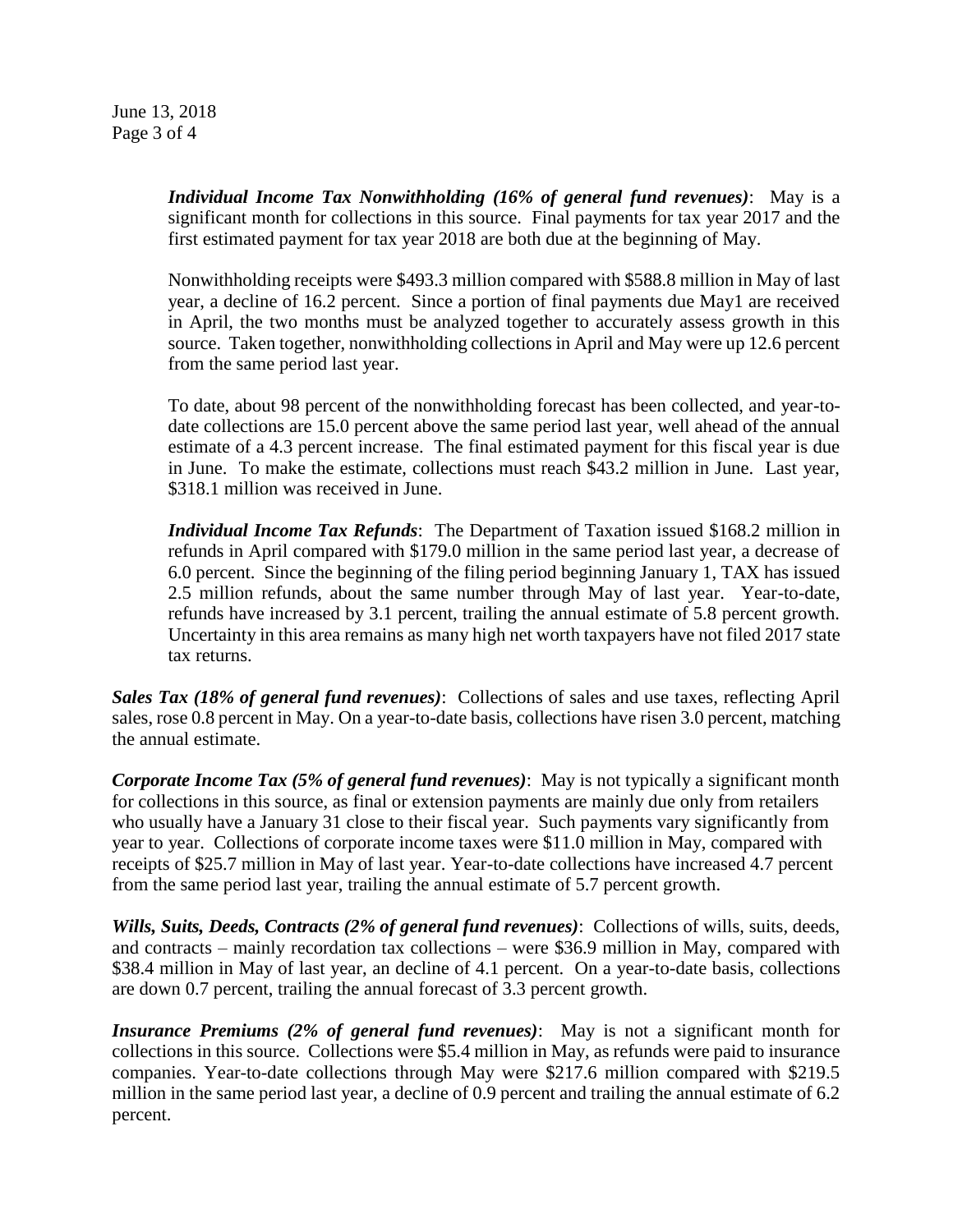***Individual Income Tax Nonwithholding (16% of general fund revenues)***: May is a significant month for collections in this source. Final payments for tax year 2017 and the first estimated payment for tax year 2018 are both due at the beginning of May.

Nonwithholding receipts were $493.3 million compared with $588.8 million in May of last year, a decline of 16.2 percent. Since a portion of final payments due May1 are received in April, the two months must be analyzed together to accurately assess growth in this source. Taken together, nonwithholding collections in April and May were up 12.6 percent from the same period last year.

To date, about 98 percent of the nonwithholding forecast has been collected, and year-to-date collections are 15.0 percent above the same period last year, well ahead of the annual estimate of a 4.3 percent increase. The final estimated payment for this fiscal year is due in June. To make the estimate, collections must reach $43.2 million in June. Last year, $318.1 million was received in June.

***Individual Income Tax Refunds***: The Department of Taxation issued $168.2 million in refunds in April compared with $179.0 million in the same period last year, a decrease of 6.0 percent. Since the beginning of the filing period beginning January 1, TAX has issued 2.5 million refunds, about the same number through May of last year. Year-to-date, refunds have increased by 3.1 percent, trailing the annual estimate of 5.8 percent growth. Uncertainty in this area remains as many high net worth taxpayers have not filed 2017 state tax returns.

***Sales Tax (18% of general fund revenues)***: Collections of sales and use taxes, reflecting April sales, rose 0.8 percent in May. On a year-to-date basis, collections have risen 3.0 percent, matching the annual estimate.

***Corporate Income Tax (5% of general fund revenues)***: May is not typically a significant month for collections in this source, as final or extension payments are mainly due only from retailers who usually have a January 31 close to their fiscal year. Such payments vary significantly from year to year. Collections of corporate income taxes were $11.0 million in May, compared with receipts of $25.7 million in May of last year. Year-to-date collections have increased 4.7 percent from the same period last year, trailing the annual estimate of 5.7 percent growth.

***Wills, Suits, Deeds, Contracts (2% of general fund revenues)***: Collections of wills, suits, deeds, and contracts – mainly recordation tax collections – were $36.9 million in May, compared with $38.4 million in May of last year, an decline of 4.1 percent. On a year-to-date basis, collections are down 0.7 percent, trailing the annual forecast of 3.3 percent growth.

***Insurance Premiums (2% of general fund revenues)***: May is not a significant month for collections in this source. Collections were $5.4 million in May, as refunds were paid to insurance companies. Year-to-date collections through May were $217.6 million compared with $219.5 million in the same period last year, a decline of 0.9 percent and trailing the annual estimate of 6.2 percent.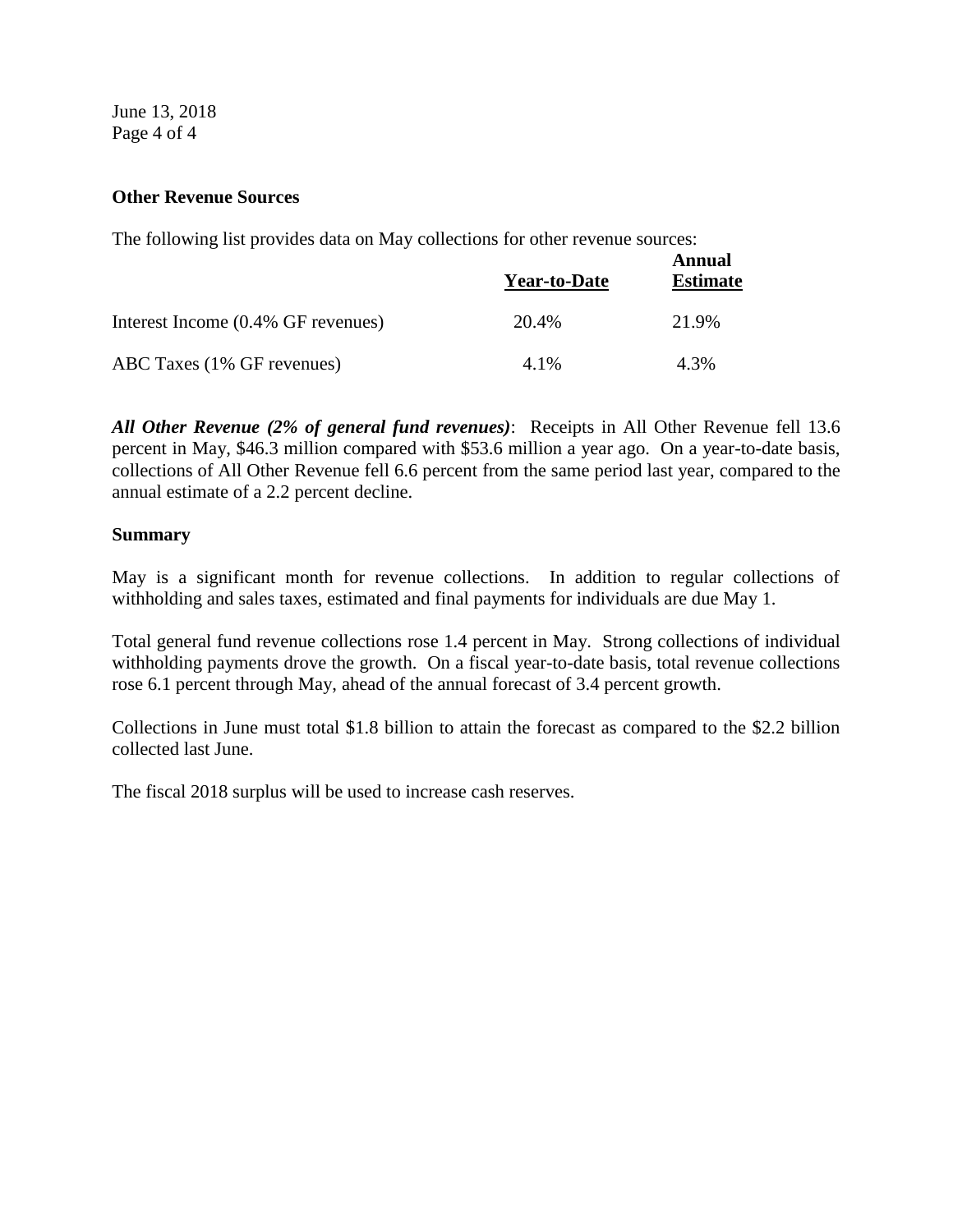### Other Revenue Sources

The following list provides data on May collections for other revenue sources:

| | Year-to-Date | Annual Estimate |
|---|---|---|
| Interest Income (0.4% GF revenues) | 20.4% | 21.9% |
| ABC Taxes (1% GF revenues) | 4.1% | 4.3% |

***All Other Revenue (2% of general fund revenues)***: Receipts in All Other Revenue fell 13.6 percent in May, $46.3 million compared with $53.6 million a year ago. On a year-to-date basis, collections of All Other Revenue fell 6.6 percent from the same period last year, compared to the annual estimate of a 2.2 percent decline.

### Summary

May is a significant month for revenue collections. In addition to regular collections of withholding and sales taxes, estimated and final payments for individuals are due May 1.

Total general fund revenue collections rose 1.4 percent in May. Strong collections of individual withholding payments drove the growth. On a fiscal year-to-date basis, total revenue collections rose 6.1 percent through May, ahead of the annual forecast of 3.4 percent growth.

Collections in June must total $1.8 billion to attain the forecast as compared to the $2.2 billion collected last June.

The fiscal 2018 surplus will be used to increase cash reserves.